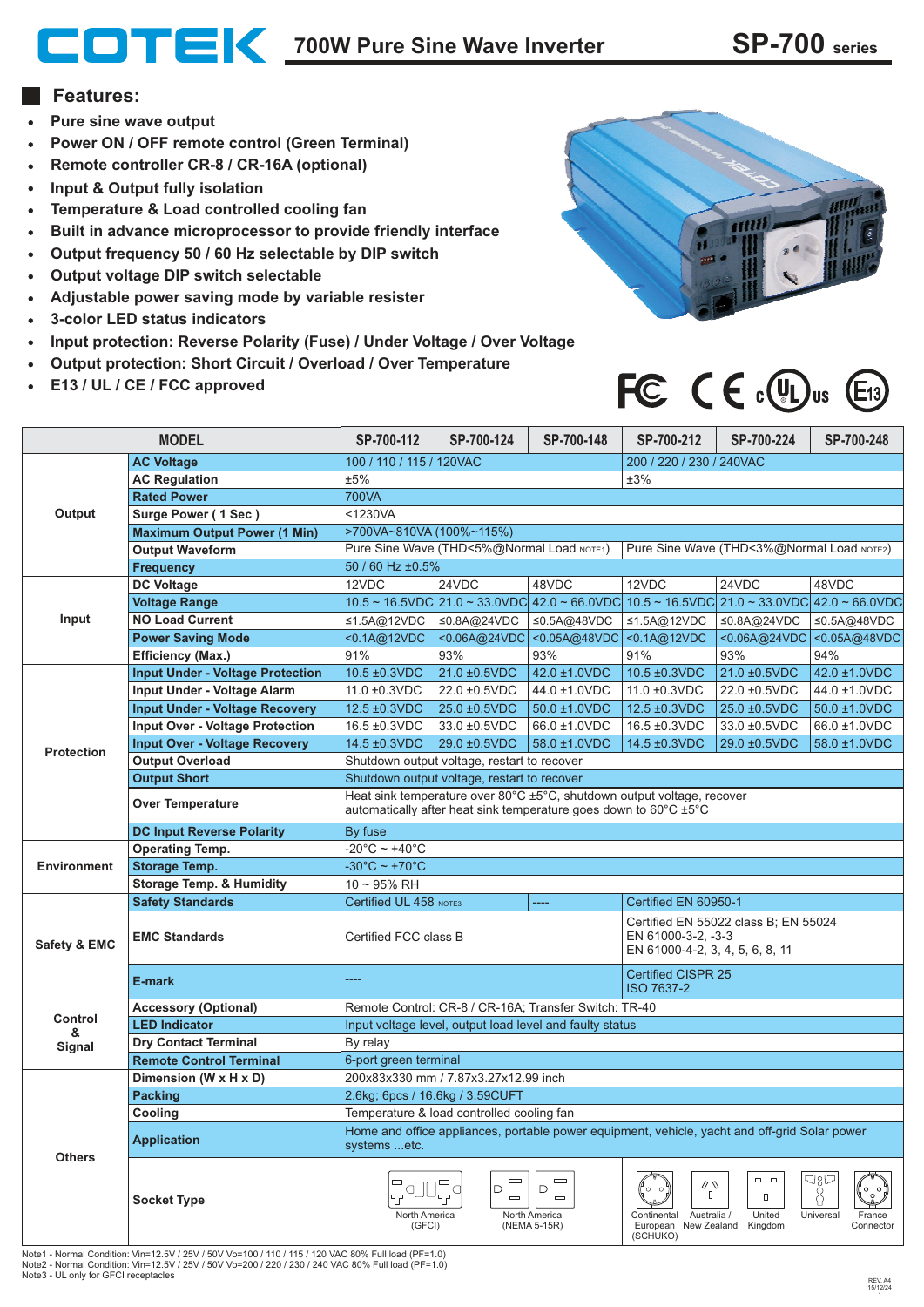# COTEK 700W Pure Sine Wave Inverter — SP-700 series

## Features:

- Pure sine wave output
- Power ON / OFF remote control (Green Terminal)
- Remote controller CR-8 / CR-16A (optional)
- Input & Output fully isolation
- Temperature & Load controlled cooling fan
- Built in advance microprocessor to provide friendly interface
- Output frequency 50 / 60 Hz selectable by DIP switch
- Output voltage DIP switch selectable
- Adjustable power saving mode by variable resister
- 3-color LED status indicators
- Input protection: Reverse Polarity (Fuse) / Under Voltage / Over Voltage
- Output protection: Short Circuit / Overload / Over Temperature
- E13 / UL / CE / FCC approved

| MODEL | | SP-700-112 | SP-700-124 | SP-700-148 | SP-700-212 | SP-700-224 | SP-700-248 |
|---|---|---|---|---|---|---|---|
| Output | AC Voltage | 100 / 110 / 115 / 120VAC | | | 200 / 220 / 230 / 240VAC | | |
| | AC Regulation | ±5% | | | ±3% | | |
| | Rated Power | 700VA | | | | | |
| | Surge Power ( 1 Sec ) | <1230VA | | | | | |
| | Maximum Output Power (1 Min) | >700VA~810VA (100%~115%) | | | | | |
| | Output Waveform | Pure Sine Wave (THD<5%@Normal Load NOTE1) | | | Pure Sine Wave (THD<3%@Normal Load NOTE2) | | |
| | Frequency | 50 / 60 Hz ±0.5% | | | | | |
| Input | DC Voltage | 12VDC | 24VDC | 48VDC | 12VDC | 24VDC | 48VDC |
| | Voltage Range | 10.5 ~ 16.5VDC | 21.0 ~ 33.0VDC | 42.0 ~ 66.0VDC | 10.5 ~ 16.5VDC | 21.0 ~ 33.0VDC | 42.0 ~ 66.0VDC |
| | NO Load Current | ≤1.5A@12VDC | ≤0.8A@24VDC | ≤0.5A@48VDC | ≤1.5A@12VDC | ≤0.8A@24VDC | ≤0.5A@48VDC |
| | Power Saving Mode | <0.1A@12VDC | <0.06A@24VDC | <0.05A@48VDC | <0.1A@12VDC | <0.06A@24VDC | <0.05A@48VDC |
| | Efficiency (Max.) | 91% | 93% | 93% | 91% | 93% | 94% |
| Protection | Input Under - Voltage Protection | 10.5 ±0.3VDC | 21.0 ±0.5VDC | 42.0 ±1.0VDC | 10.5 ±0.3VDC | 21.0 ±0.5VDC | 42.0 ±1.0VDC |
| | Input Under - Voltage Alarm | 11.0 ±0.3VDC | 22.0 ±0.5VDC | 44.0 ±1.0VDC | 11.0 ±0.3VDC | 22.0 ±0.5VDC | 44.0 ±1.0VDC |
| | Input Under - Voltage Recovery | 12.5 ±0.3VDC | 25.0 ±0.5VDC | 50.0 ±1.0VDC | 12.5 ±0.3VDC | 25.0 ±0.5VDC | 50.0 ±1.0VDC |
| | Input Over - Voltage Protection | 16.5 ±0.3VDC | 33.0 ±0.5VDC | 66.0 ±1.0VDC | 16.5 ±0.3VDC | 33.0 ±0.5VDC | 66.0 ±1.0VDC |
| | Input Over - Voltage Recovery | 14.5 ±0.3VDC | 29.0 ±0.5VDC | 58.0 ±1.0VDC | 14.5 ±0.3VDC | 29.0 ±0.5VDC | 58.0 ±1.0VDC |
| | Output Overload | Shutdown output voltage, restart to recover | | | | | |
| | Output Short | Shutdown output voltage, restart to recover | | | | | |
| | Over Temperature | Heat sink temperature over 80°C ±5°C, shutdown output voltage, recover automatically after heat sink temperature goes down to 60°C ±5°C | | | | | |
| | DC Input Reverse Polarity | By fuse | | | | | |
| Environment | Operating Temp. | -20°C ~ +40°C | | | | | |
| | Storage Temp. | -30°C ~ +70°C | | | | | |
| | Storage Temp. & Humidity | 10 ~ 95% RH | | | | | |
| Safety & EMC | Safety Standards | Certified UL 458 NOTE3 | | ---- | Certified EN 60950-1 | | |
| | EMC Standards | Certified FCC class B | | | Certified EN 55022 class B; EN 55024<br>EN 61000-3-2, -3-3<br>EN 61000-4-2, 3, 4, 5, 6, 8, 11 | | |
| | E-mark | ---- | | | Certified CISPR 25<br>ISO 7637-2 | | |
| Control & Signal | Accessory (Optional) | Remote Control: CR-8 / CR-16A; Transfer Switch: TR-40 | | | | | |
| | LED Indicator | Input voltage level, output load level and faulty status | | | | | |
| | Dry Contact Terminal | By relay | | | | | |
| | Remote Control Terminal | 6-port green terminal | | | | | |
| Others | Dimension (W x H x D) | 200x83x330 mm / 7.87x3.27x12.99 inch | | | | | |
| | Packing | 2.6kg; 6pcs / 16.6kg / 3.59CUFT | | | | | |
| | Cooling | Temperature & load controlled cooling fan | | | | | |
| | Application | Home and office appliances, portable power equipment, vehicle, yacht and off-grid Solar power systems ...etc. | | | | | |
| | Socket Type | North America (GFCI) | | North America (NEMA 5-15R) | Continental European (SCHUKO); Australia / New Zealand; United Kingdom; Universal; France Connector | | |

Note1 - Normal Condition: Vin=12.5V / 25V / 50V Vo=100 / 110 / 115 / 120 VAC 80% Full load (PF=1.0)
Note2 - Normal Condition: Vin=12.5V / 25V / 50V Vo=200 / 220 / 230 / 240 VAC 80% Full load (PF=1.0)
Note3 - UL only for GFCI receptacles

REV. A4
15/12/24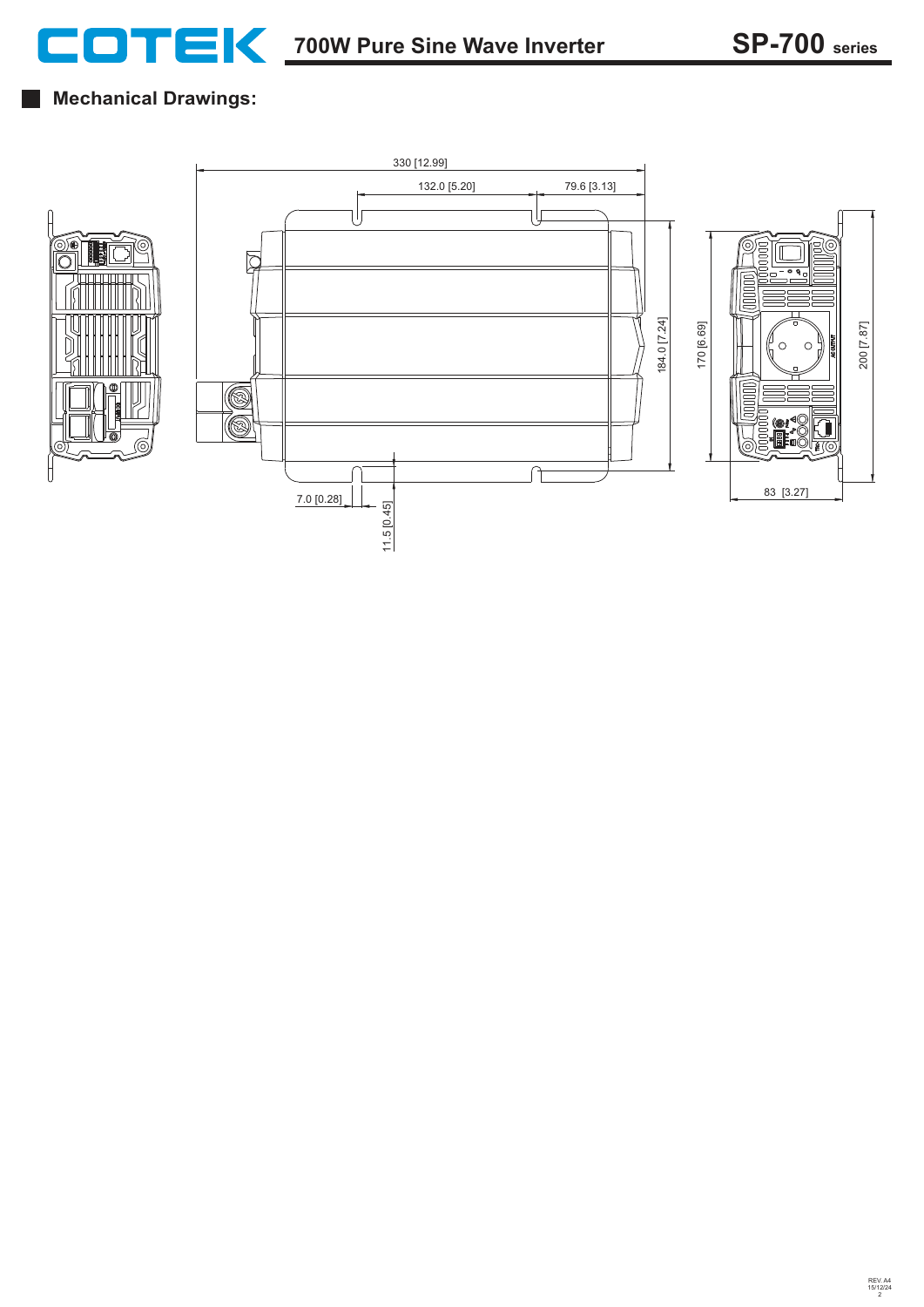# COTEK 700W Pure Sine Wave Inverter SP-700 series

## Mechanical Drawings:

330 [12.99]
132.0 [5.20]
79.6 [3.13]
184.0 [7.24]
170 [6.69]
200 [7.87]
83 [3.27]
7.0 [0.28]
11.5 [0.45]

REV. A4
15/12/24